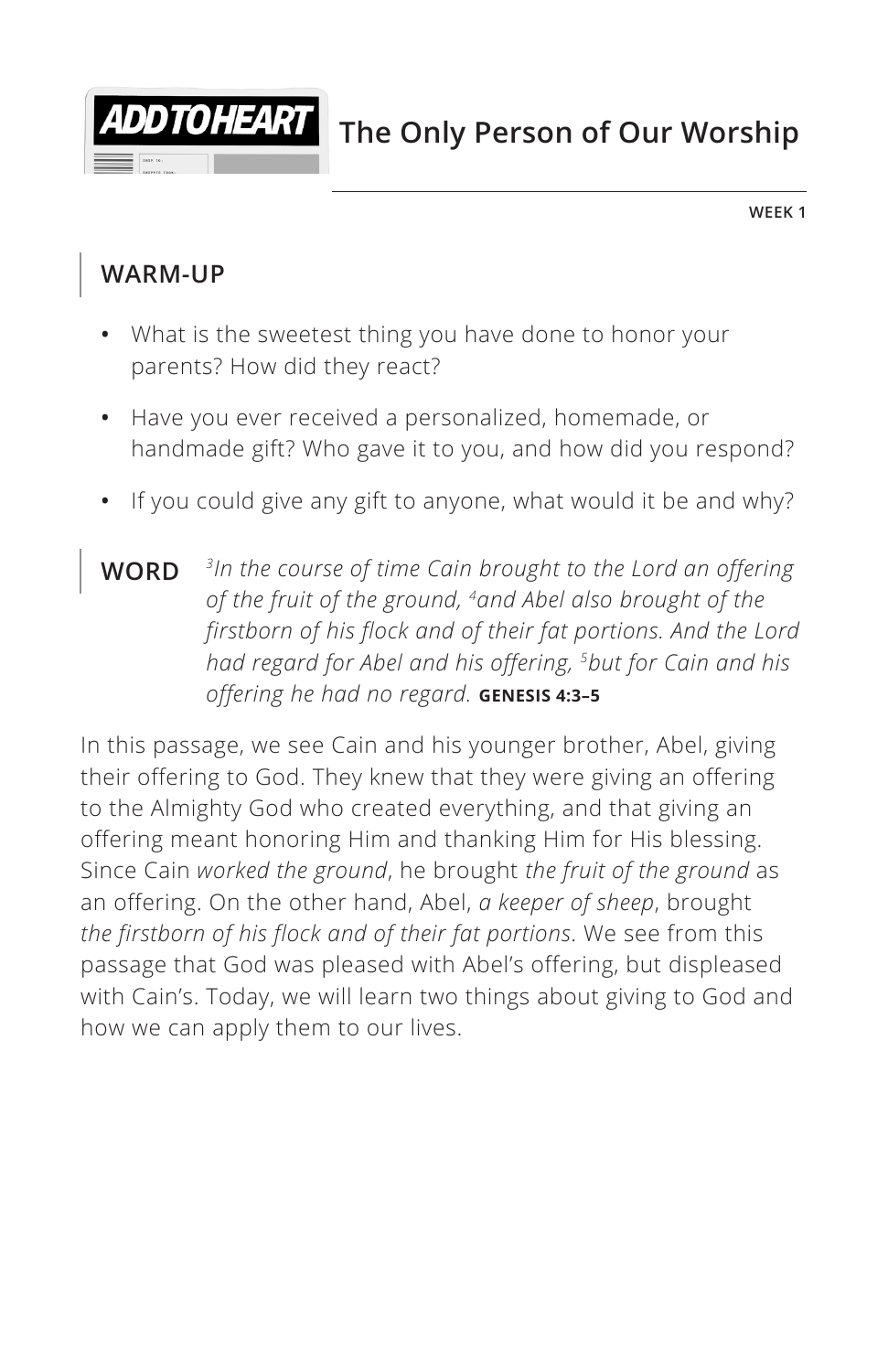# ADD TO HEART — The Only Person of Our Worship

**WEEK 1**

## WARM-UP

- What is the sweetest thing you have done to honor your parents? How did they react?
- Have you ever received a personalized, homemade, or handmade gift? Who gave it to you, and how did you respond?
- If you could give any gift to anyone, what would it be and why?

## WORD

*[3]In the course of time Cain brought to the Lord an offering of the fruit of the ground, [4]and Abel also brought of the firstborn of his flock and of their fat portions. And the Lord had regard for Abel and his offering, [5]but for Cain and his offering he had no regard.* **GENESIS 4:3–5**

In this passage, we see Cain and his younger brother, Abel, giving their offering to God. They knew that they were giving an offering to the Almighty God who created everything, and that giving an offering meant honoring Him and thanking Him for His blessing. Since Cain *worked the ground*, he brought *the fruit of the ground* as an offering. On the other hand, Abel, *a keeper of sheep*, brought *the firstborn of his flock and of their fat portions*. We see from this passage that God was pleased with Abel's offering, but displeased with Cain's. Today, we will learn two things about giving to God and how we can apply them to our lives.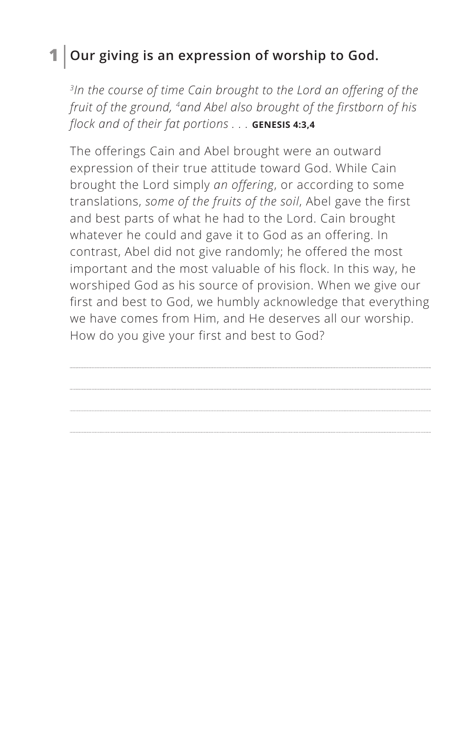## 1 | Our giving is an expression of worship to God.

*[3]In the course of time Cain brought to the Lord an offering of the fruit of the ground, [4]and Abel also brought of the firstborn of his flock and of their fat portions . . .* **GENESIS 4:3,4**

The offerings Cain and Abel brought were an outward expression of their true attitude toward God. While Cain brought the Lord simply *an offering*, or according to some translations, *some of the fruits of the soil*, Abel gave the first and best parts of what he had to the Lord. Cain brought whatever he could and gave it to God as an offering. In contrast, Abel did not give randomly; he offered the most important and the most valuable of his flock. In this way, he worshiped God as his source of provision. When we give our first and best to God, we humbly acknowledge that everything we have comes from Him, and He deserves all our worship. How do you give your first and best to God?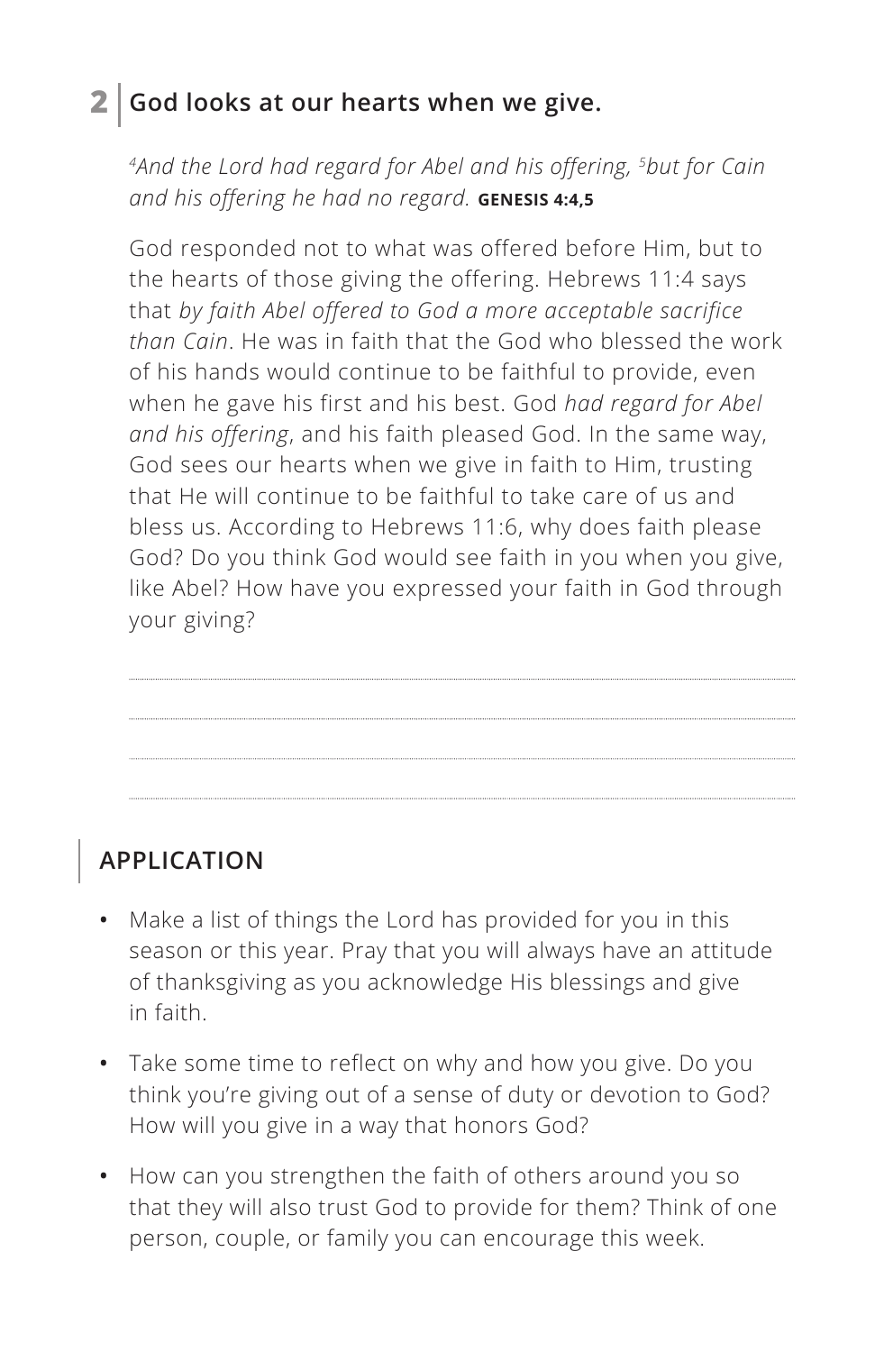## 2 | God looks at our hearts when we give.

*[4]And the Lord had regard for Abel and his offering, [5]but for Cain and his offering he had no regard.* **GENESIS 4:4,5**

God responded not to what was offered before Him, but to the hearts of those giving the offering. Hebrews 11:4 says that *by faith Abel offered to God a more acceptable sacrifice than Cain*. He was in faith that the God who blessed the work of his hands would continue to be faithful to provide, even when he gave his first and his best. God *had regard for Abel and his offering*, and his faith pleased God. In the same way, God sees our hearts when we give in faith to Him, trusting that He will continue to be faithful to take care of us and bless us. According to Hebrews 11:6, why does faith please God? Do you think God would see faith in you when you give, like Abel? How have you expressed your faith in God through your giving?

## APPLICATION

- Make a list of things the Lord has provided for you in this season or this year. Pray that you will always have an attitude of thanksgiving as you acknowledge His blessings and give in faith.
- Take some time to reflect on why and how you give. Do you think you're giving out of a sense of duty or devotion to God? How will you give in a way that honors God?
- How can you strengthen the faith of others around you so that they will also trust God to provide for them? Think of one person, couple, or family you can encourage this week.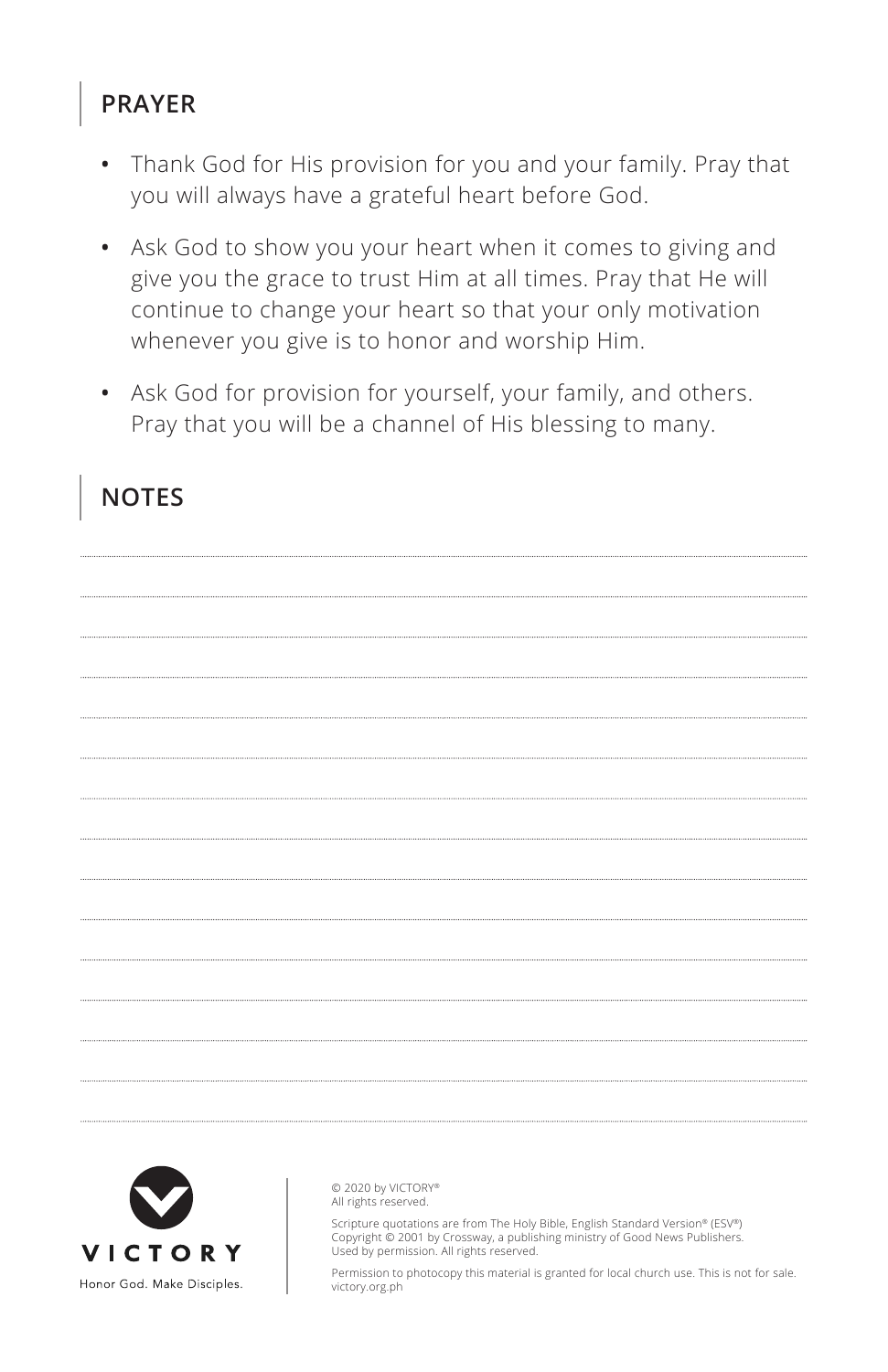## PRAYER

- Thank God for His provision for you and your family. Pray that you will always have a grateful heart before God.
- Ask God to show you your heart when it comes to giving and give you the grace to trust Him at all times. Pray that He will continue to change your heart so that your only motivation whenever you give is to honor and worship Him.
- Ask God for provision for yourself, your family, and others. Pray that you will be a channel of His blessing to many.

## NOTES

VICTORY

Honor God. Make Disciples.

© 2020 by VICTORY®
All rights reserved.

Scripture quotations are from The Holy Bible, English Standard Version® (ESV®) Copyright © 2001 by Crossway, a publishing ministry of Good News Publishers. Used by permission. All rights reserved.

Permission to photocopy this material is granted for local church use. This is not for sale.
victory.org.ph